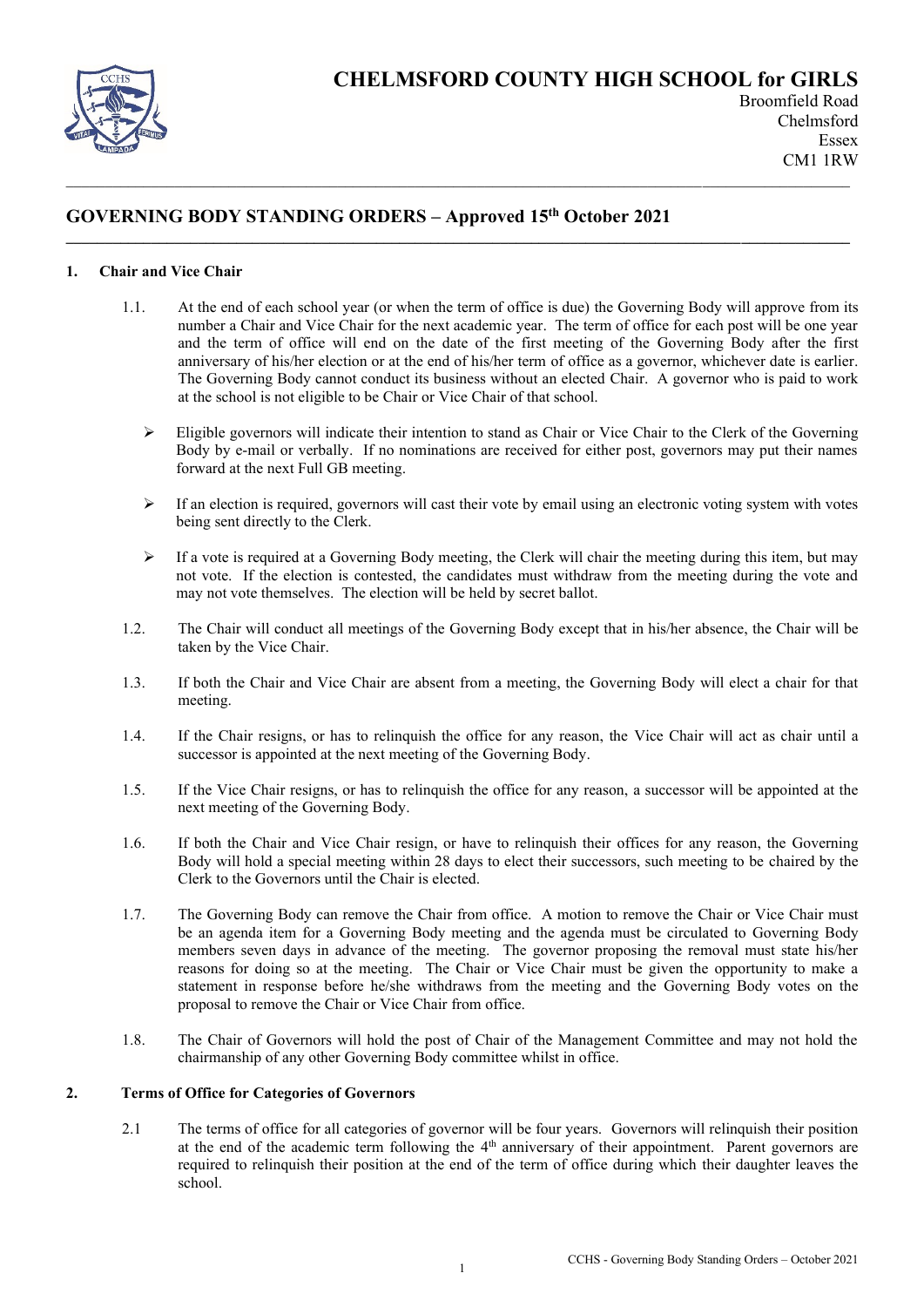# CHELMSFORD COUNTY HIGH SCHOOL for GIRLS

Broomfield Road
Chelmsford
Essex
CM1 1RW

## GOVERNING BODY STANDING ORDERS – Approved 15th October 2021

### 1. Chair and Vice Chair

1.1. At the end of each school year (or when the term of office is due) the Governing Body will approve from its number a Chair and Vice Chair for the next academic year. The term of office for each post will be one year and the term of office will end on the date of the first meeting of the Governing Body after the first anniversary of his/her election or at the end of his/her term of office as a governor, whichever date is earlier. The Governing Body cannot conduct its business without an elected Chair. A governor who is paid to work at the school is not eligible to be Chair or Vice Chair of that school.

- Eligible governors will indicate their intention to stand as Chair or Vice Chair to the Clerk of the Governing Body by e-mail or verbally. If no nominations are received for either post, governors may put their names forward at the next Full GB meeting.
- If an election is required, governors will cast their vote by email using an electronic voting system with votes being sent directly to the Clerk.
- If a vote is required at a Governing Body meeting, the Clerk will chair the meeting during this item, but may not vote. If the election is contested, the candidates must withdraw from the meeting during the vote and may not vote themselves. The election will be held by secret ballot.

1.2. The Chair will conduct all meetings of the Governing Body except that in his/her absence, the Chair will be taken by the Vice Chair.

1.3. If both the Chair and Vice Chair are absent from a meeting, the Governing Body will elect a chair for that meeting.

1.4. If the Chair resigns, or has to relinquish the office for any reason, the Vice Chair will act as chair until a successor is appointed at the next meeting of the Governing Body.

1.5. If the Vice Chair resigns, or has to relinquish the office for any reason, a successor will be appointed at the next meeting of the Governing Body.

1.6. If both the Chair and Vice Chair resign, or have to relinquish their offices for any reason, the Governing Body will hold a special meeting within 28 days to elect their successors, such meeting to be chaired by the Clerk to the Governors until the Chair is elected.

1.7. The Governing Body can remove the Chair from office. A motion to remove the Chair or Vice Chair must be an agenda item for a Governing Body meeting and the agenda must be circulated to Governing Body members seven days in advance of the meeting. The governor proposing the removal must state his/her reasons for doing so at the meeting. The Chair or Vice Chair must be given the opportunity to make a statement in response before he/she withdraws from the meeting and the Governing Body votes on the proposal to remove the Chair or Vice Chair from office.

1.8. The Chair of Governors will hold the post of Chair of the Management Committee and may not hold the chairmanship of any other Governing Body committee whilst in office.

### 2. Terms of Office for Categories of Governors

2.1 The terms of office for all categories of governor will be four years. Governors will relinquish their position at the end of the academic term following the 4th anniversary of their appointment. Parent governors are required to relinquish their position at the end of the term of office during which their daughter leaves the school.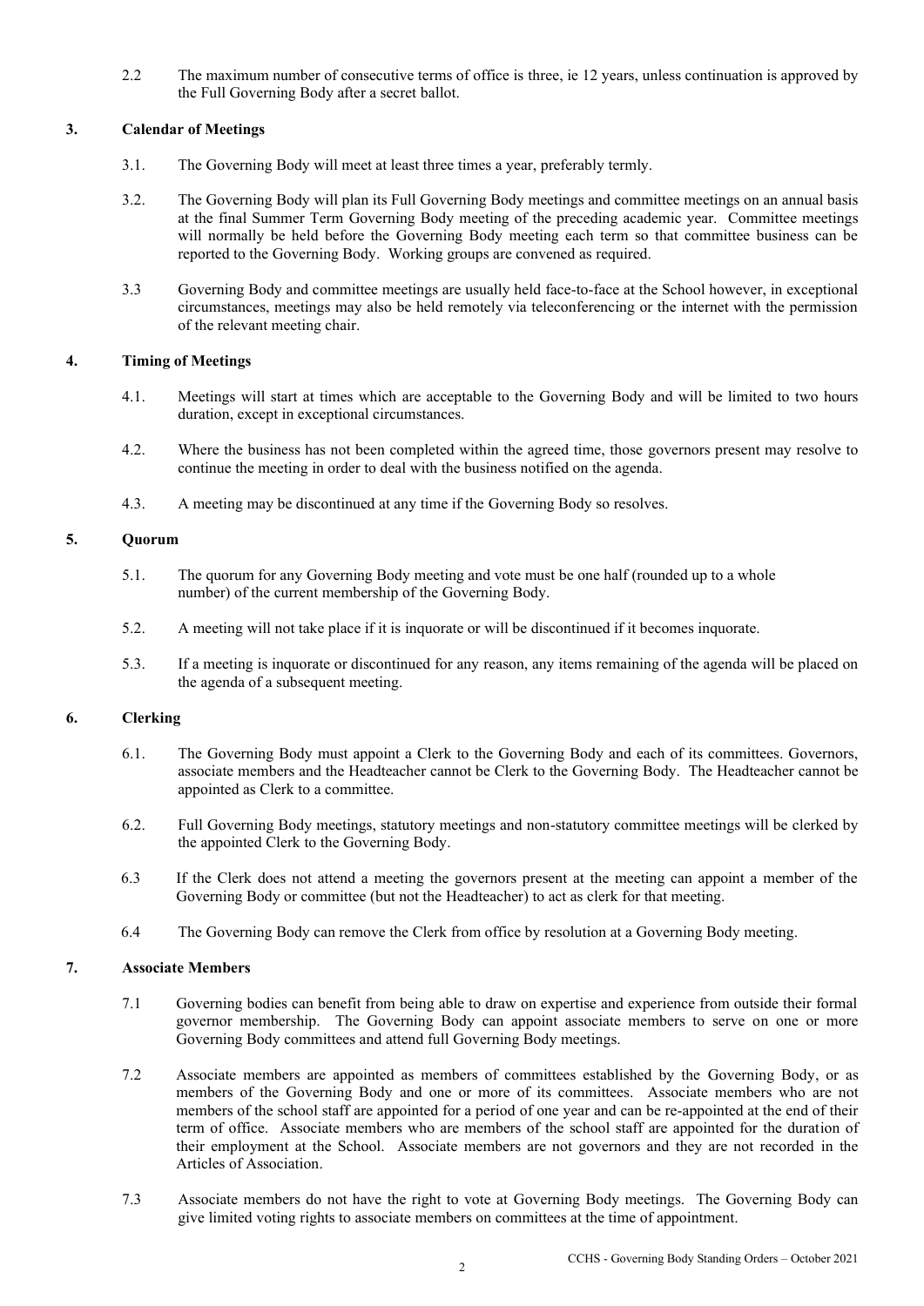2.2 The maximum number of consecutive terms of office is three, ie 12 years, unless continuation is approved by the Full Governing Body after a secret ballot.

## 3. Calendar of Meetings

3.1. The Governing Body will meet at least three times a year, preferably termly.

3.2. The Governing Body will plan its Full Governing Body meetings and committee meetings on an annual basis at the final Summer Term Governing Body meeting of the preceding academic year. Committee meetings will normally be held before the Governing Body meeting each term so that committee business can be reported to the Governing Body. Working groups are convened as required.

3.3 Governing Body and committee meetings are usually held face-to-face at the School however, in exceptional circumstances, meetings may also be held remotely via teleconferencing or the internet with the permission of the relevant meeting chair.

## 4. Timing of Meetings

4.1. Meetings will start at times which are acceptable to the Governing Body and will be limited to two hours duration, except in exceptional circumstances.

4.2. Where the business has not been completed within the agreed time, those governors present may resolve to continue the meeting in order to deal with the business notified on the agenda.

4.3. A meeting may be discontinued at any time if the Governing Body so resolves.

## 5. Quorum

5.1. The quorum for any Governing Body meeting and vote must be one half (rounded up to a whole number) of the current membership of the Governing Body.

5.2. A meeting will not take place if it is inquorate or will be discontinued if it becomes inquorate.

5.3. If a meeting is inquorate or discontinued for any reason, any items remaining of the agenda will be placed on the agenda of a subsequent meeting.

## 6. Clerking

6.1. The Governing Body must appoint a Clerk to the Governing Body and each of its committees. Governors, associate members and the Headteacher cannot be Clerk to the Governing Body. The Headteacher cannot be appointed as Clerk to a committee.

6.2. Full Governing Body meetings, statutory meetings and non-statutory committee meetings will be clerked by the appointed Clerk to the Governing Body.

6.3 If the Clerk does not attend a meeting the governors present at the meeting can appoint a member of the Governing Body or committee (but not the Headteacher) to act as clerk for that meeting.

6.4 The Governing Body can remove the Clerk from office by resolution at a Governing Body meeting.

## 7. Associate Members

7.1 Governing bodies can benefit from being able to draw on expertise and experience from outside their formal governor membership. The Governing Body can appoint associate members to serve on one or more Governing Body committees and attend full Governing Body meetings.

7.2 Associate members are appointed as members of committees established by the Governing Body, or as members of the Governing Body and one or more of its committees. Associate members who are not members of the school staff are appointed for a period of one year and can be re-appointed at the end of their term of office. Associate members who are members of the school staff are appointed for the duration of their employment at the School. Associate members are not governors and they are not recorded in the Articles of Association.

7.3 Associate members do not have the right to vote at Governing Body meetings. The Governing Body can give limited voting rights to associate members on committees at the time of appointment.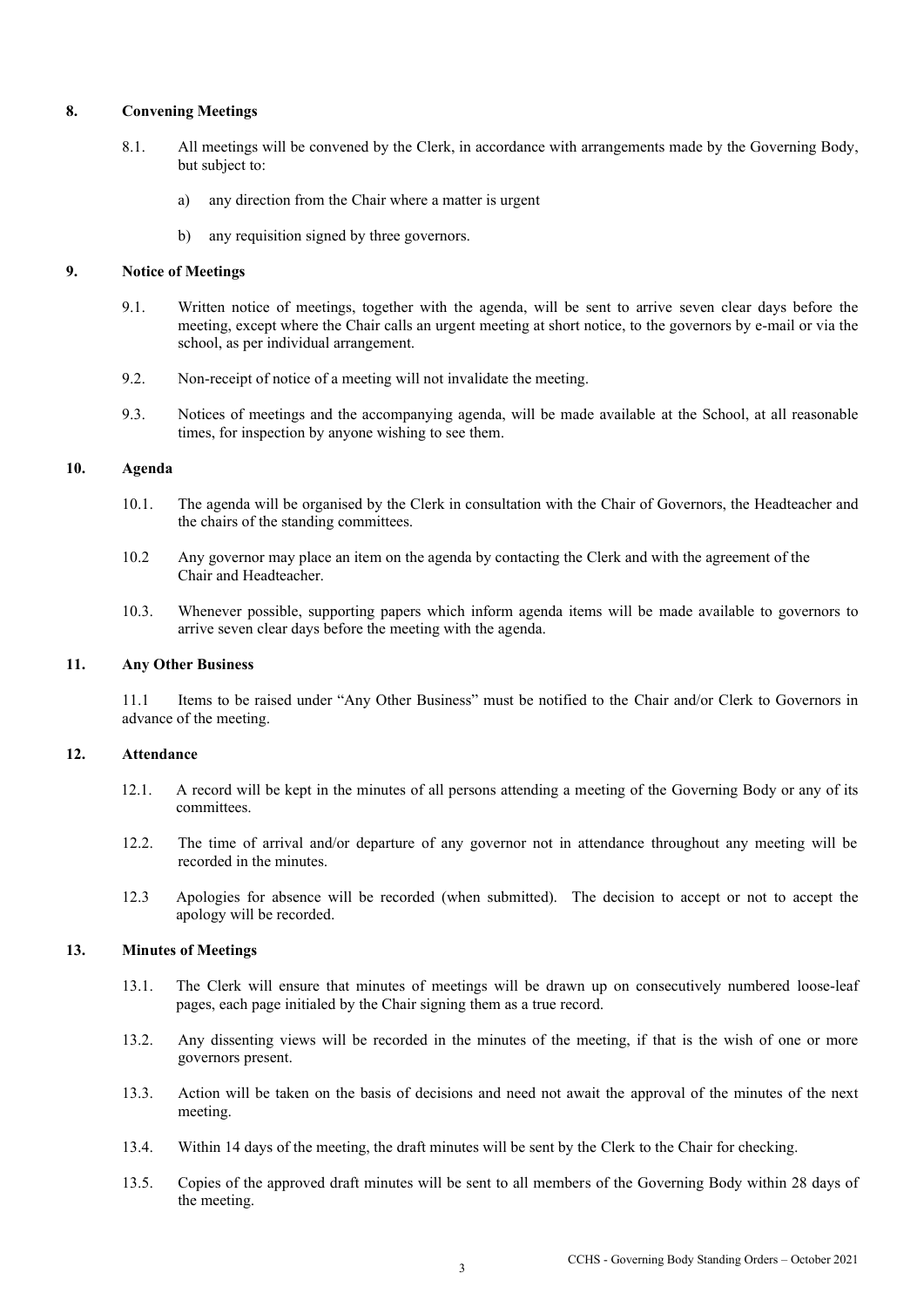## 8. Convening Meetings

8.1. All meetings will be convened by the Clerk, in accordance with arrangements made by the Governing Body, but subject to:

a) any direction from the Chair where a matter is urgent

b) any requisition signed by three governors.

## 9. Notice of Meetings

9.1. Written notice of meetings, together with the agenda, will be sent to arrive seven clear days before the meeting, except where the Chair calls an urgent meeting at short notice, to the governors by e-mail or via the school, as per individual arrangement.

9.2. Non-receipt of notice of a meeting will not invalidate the meeting.

9.3. Notices of meetings and the accompanying agenda, will be made available at the School, at all reasonable times, for inspection by anyone wishing to see them.

## 10. Agenda

10.1. The agenda will be organised by the Clerk in consultation with the Chair of Governors, the Headteacher and the chairs of the standing committees.

10.2 Any governor may place an item on the agenda by contacting the Clerk and with the agreement of the Chair and Headteacher.

10.3. Whenever possible, supporting papers which inform agenda items will be made available to governors to arrive seven clear days before the meeting with the agenda.

## 11. Any Other Business

11.1 Items to be raised under "Any Other Business" must be notified to the Chair and/or Clerk to Governors in advance of the meeting.

## 12. Attendance

12.1. A record will be kept in the minutes of all persons attending a meeting of the Governing Body or any of its committees.

12.2. The time of arrival and/or departure of any governor not in attendance throughout any meeting will be recorded in the minutes.

12.3 Apologies for absence will be recorded (when submitted). The decision to accept or not to accept the apology will be recorded.

## 13. Minutes of Meetings

13.1. The Clerk will ensure that minutes of meetings will be drawn up on consecutively numbered loose-leaf pages, each page initialed by the Chair signing them as a true record.

13.2. Any dissenting views will be recorded in the minutes of the meeting, if that is the wish of one or more governors present.

13.3. Action will be taken on the basis of decisions and need not await the approval of the minutes of the next meeting.

13.4. Within 14 days of the meeting, the draft minutes will be sent by the Clerk to the Chair for checking.

13.5. Copies of the approved draft minutes will be sent to all members of the Governing Body within 28 days of the meeting.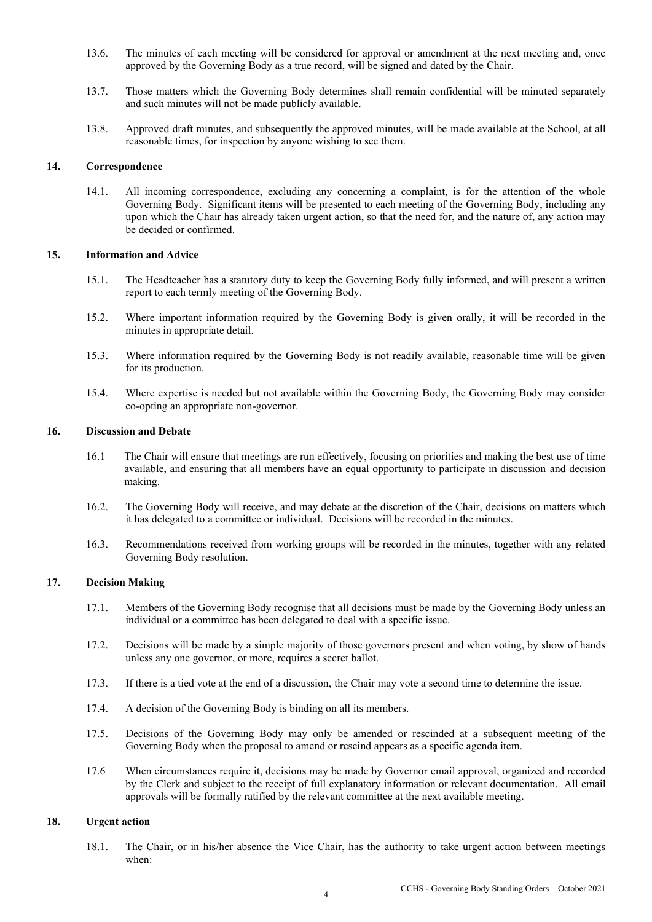13.6. The minutes of each meeting will be considered for approval or amendment at the next meeting and, once approved by the Governing Body as a true record, will be signed and dated by the Chair.

13.7. Those matters which the Governing Body determines shall remain confidential will be minuted separately and such minutes will not be made publicly available.

13.8. Approved draft minutes, and subsequently the approved minutes, will be made available at the School, at all reasonable times, for inspection by anyone wishing to see them.

## 14. Correspondence

14.1. All incoming correspondence, excluding any concerning a complaint, is for the attention of the whole Governing Body. Significant items will be presented to each meeting of the Governing Body, including any upon which the Chair has already taken urgent action, so that the need for, and the nature of, any action may be decided or confirmed.

## 15. Information and Advice

15.1. The Headteacher has a statutory duty to keep the Governing Body fully informed, and will present a written report to each termly meeting of the Governing Body.

15.2. Where important information required by the Governing Body is given orally, it will be recorded in the minutes in appropriate detail.

15.3. Where information required by the Governing Body is not readily available, reasonable time will be given for its production.

15.4. Where expertise is needed but not available within the Governing Body, the Governing Body may consider co-opting an appropriate non-governor.

## 16. Discussion and Debate

16.1 The Chair will ensure that meetings are run effectively, focusing on priorities and making the best use of time available, and ensuring that all members have an equal opportunity to participate in discussion and decision making.

16.2. The Governing Body will receive, and may debate at the discretion of the Chair, decisions on matters which it has delegated to a committee or individual. Decisions will be recorded in the minutes.

16.3. Recommendations received from working groups will be recorded in the minutes, together with any related Governing Body resolution.

## 17. Decision Making

17.1. Members of the Governing Body recognise that all decisions must be made by the Governing Body unless an individual or a committee has been delegated to deal with a specific issue.

17.2. Decisions will be made by a simple majority of those governors present and when voting, by show of hands unless any one governor, or more, requires a secret ballot.

17.3. If there is a tied vote at the end of a discussion, the Chair may vote a second time to determine the issue.

17.4. A decision of the Governing Body is binding on all its members.

17.5. Decisions of the Governing Body may only be amended or rescinded at a subsequent meeting of the Governing Body when the proposal to amend or rescind appears as a specific agenda item.

17.6 When circumstances require it, decisions may be made by Governor email approval, organized and recorded by the Clerk and subject to the receipt of full explanatory information or relevant documentation. All email approvals will be formally ratified by the relevant committee at the next available meeting.

## 18. Urgent action

18.1. The Chair, or in his/her absence the Vice Chair, has the authority to take urgent action between meetings when: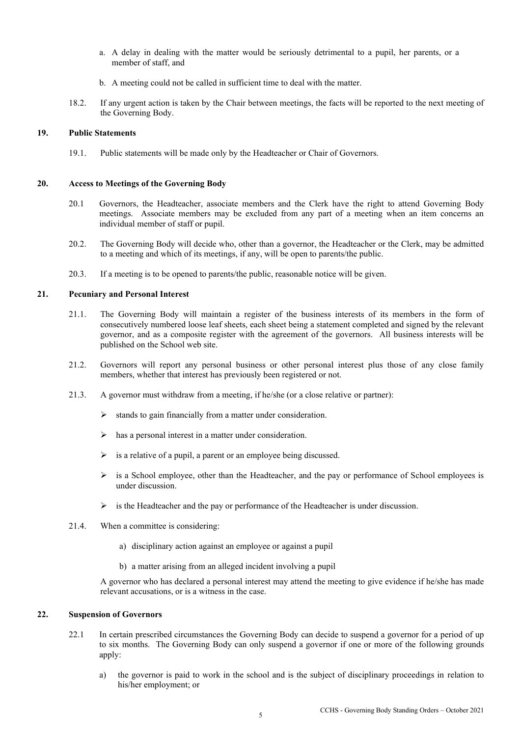a. A delay in dealing with the matter would be seriously detrimental to a pupil, her parents, or a member of staff, and

b. A meeting could not be called in sufficient time to deal with the matter.

18.2. If any urgent action is taken by the Chair between meetings, the facts will be reported to the next meeting of the Governing Body.

## 19. Public Statements

19.1. Public statements will be made only by the Headteacher or Chair of Governors.

## 20. Access to Meetings of the Governing Body

20.1 Governors, the Headteacher, associate members and the Clerk have the right to attend Governing Body meetings. Associate members may be excluded from any part of a meeting when an item concerns an individual member of staff or pupil.

20.2. The Governing Body will decide who, other than a governor, the Headteacher or the Clerk, may be admitted to a meeting and which of its meetings, if any, will be open to parents/the public.

20.3. If a meeting is to be opened to parents/the public, reasonable notice will be given.

## 21. Pecuniary and Personal Interest

21.1. The Governing Body will maintain a register of the business interests of its members in the form of consecutively numbered loose leaf sheets, each sheet being a statement completed and signed by the relevant governor, and as a composite register with the agreement of the governors. All business interests will be published on the School web site.

21.2. Governors will report any personal business or other personal interest plus those of any close family members, whether that interest has previously been registered or not.

21.3. A governor must withdraw from a meeting, if he/she (or a close relative or partner):

- stands to gain financially from a matter under consideration.
- has a personal interest in a matter under consideration.
- is a relative of a pupil, a parent or an employee being discussed.
- is a School employee, other than the Headteacher, and the pay or performance of School employees is under discussion.
- is the Headteacher and the pay or performance of the Headteacher is under discussion.

21.4. When a committee is considering:

a) disciplinary action against an employee or against a pupil

b) a matter arising from an alleged incident involving a pupil

A governor who has declared a personal interest may attend the meeting to give evidence if he/she has made relevant accusations, or is a witness in the case.

## 22. Suspension of Governors

22.1 In certain prescribed circumstances the Governing Body can decide to suspend a governor for a period of up to six months. The Governing Body can only suspend a governor if one or more of the following grounds apply:

a) the governor is paid to work in the school and is the subject of disciplinary proceedings in relation to his/her employment; or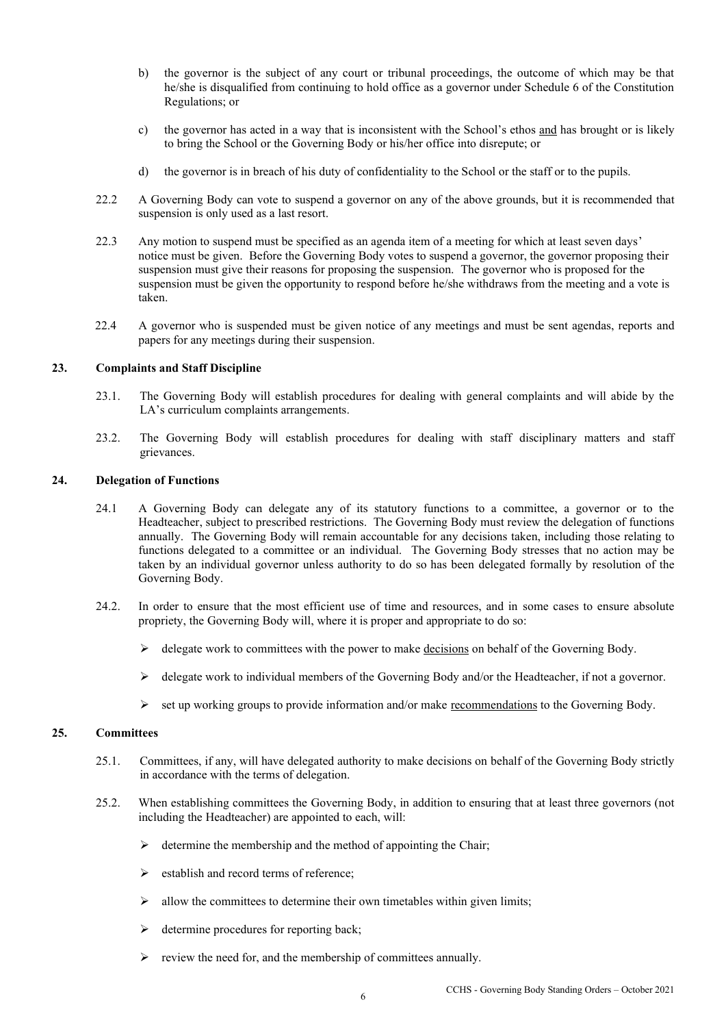b) the governor is the subject of any court or tribunal proceedings, the outcome of which may be that he/she is disqualified from continuing to hold office as a governor under Schedule 6 of the Constitution Regulations; or

c) the governor has acted in a way that is inconsistent with the School's ethos and has brought or is likely to bring the School or the Governing Body or his/her office into disrepute; or

d) the governor is in breach of his duty of confidentiality to the School or the staff or to the pupils.

22.2 A Governing Body can vote to suspend a governor on any of the above grounds, but it is recommended that suspension is only used as a last resort.

22.3 Any motion to suspend must be specified as an agenda item of a meeting for which at least seven days' notice must be given. Before the Governing Body votes to suspend a governor, the governor proposing their suspension must give their reasons for proposing the suspension. The governor who is proposed for the suspension must be given the opportunity to respond before he/she withdraws from the meeting and a vote is taken.

22.4 A governor who is suspended must be given notice of any meetings and must be sent agendas, reports and papers for any meetings during their suspension.

## 23. Complaints and Staff Discipline

23.1. The Governing Body will establish procedures for dealing with general complaints and will abide by the LA's curriculum complaints arrangements.

23.2. The Governing Body will establish procedures for dealing with staff disciplinary matters and staff grievances.

## 24. Delegation of Functions

24.1 A Governing Body can delegate any of its statutory functions to a committee, a governor or to the Headteacher, subject to prescribed restrictions. The Governing Body must review the delegation of functions annually. The Governing Body will remain accountable for any decisions taken, including those relating to functions delegated to a committee or an individual. The Governing Body stresses that no action may be taken by an individual governor unless authority to do so has been delegated formally by resolution of the Governing Body.

24.2. In order to ensure that the most efficient use of time and resources, and in some cases to ensure absolute propriety, the Governing Body will, where it is proper and appropriate to do so:

- delegate work to committees with the power to make decisions on behalf of the Governing Body.
- delegate work to individual members of the Governing Body and/or the Headteacher, if not a governor.
- set up working groups to provide information and/or make recommendations to the Governing Body.

## 25. Committees

25.1. Committees, if any, will have delegated authority to make decisions on behalf of the Governing Body strictly in accordance with the terms of delegation.

25.2. When establishing committees the Governing Body, in addition to ensuring that at least three governors (not including the Headteacher) are appointed to each, will:

- determine the membership and the method of appointing the Chair;
- establish and record terms of reference;
- allow the committees to determine their own timetables within given limits;
- determine procedures for reporting back;
- review the need for, and the membership of committees annually.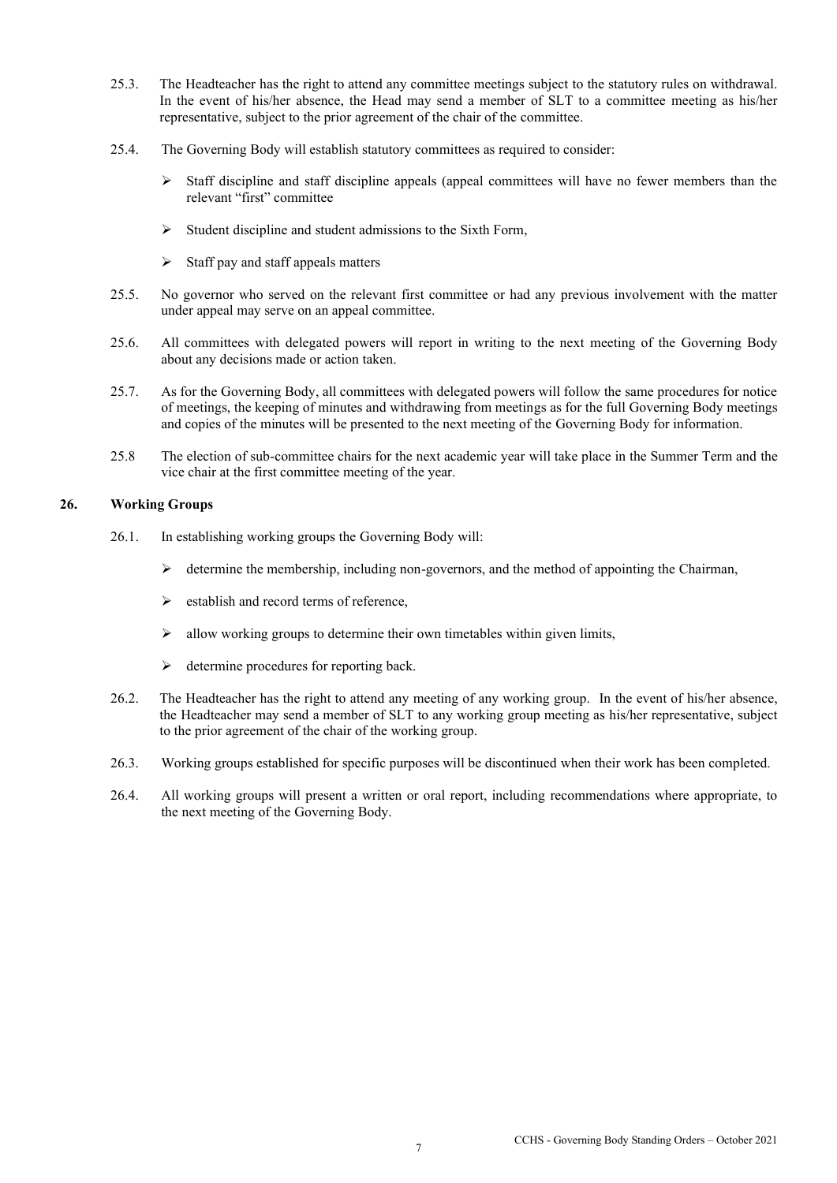25.3. The Headteacher has the right to attend any committee meetings subject to the statutory rules on withdrawal. In the event of his/her absence, the Head may send a member of SLT to a committee meeting as his/her representative, subject to the prior agreement of the chair of the committee.

25.4. The Governing Body will establish statutory committees as required to consider:

- Staff discipline and staff discipline appeals (appeal committees will have no fewer members than the relevant "first" committee
- Student discipline and student admissions to the Sixth Form,
- Staff pay and staff appeals matters

25.5. No governor who served on the relevant first committee or had any previous involvement with the matter under appeal may serve on an appeal committee.

25.6. All committees with delegated powers will report in writing to the next meeting of the Governing Body about any decisions made or action taken.

25.7. As for the Governing Body, all committees with delegated powers will follow the same procedures for notice of meetings, the keeping of minutes and withdrawing from meetings as for the full Governing Body meetings and copies of the minutes will be presented to the next meeting of the Governing Body for information.

25.8 The election of sub-committee chairs for the next academic year will take place in the Summer Term and the vice chair at the first committee meeting of the year.

## 26. Working Groups

26.1. In establishing working groups the Governing Body will:

- determine the membership, including non-governors, and the method of appointing the Chairman,
- establish and record terms of reference,
- allow working groups to determine their own timetables within given limits,
- determine procedures for reporting back.

26.2. The Headteacher has the right to attend any meeting of any working group. In the event of his/her absence, the Headteacher may send a member of SLT to any working group meeting as his/her representative, subject to the prior agreement of the chair of the working group.

26.3. Working groups established for specific purposes will be discontinued when their work has been completed.

26.4. All working groups will present a written or oral report, including recommendations where appropriate, to the next meeting of the Governing Body.